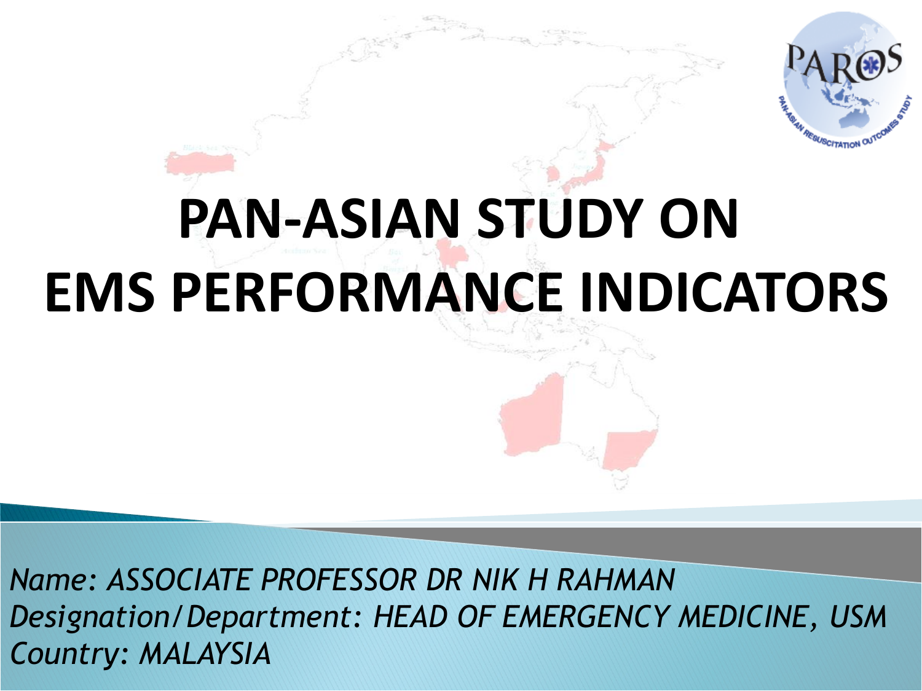# PAN-ASIAN STUDY ON EMS PERFORMANCE INDICATORS

*Name: ASSOCIATE PROFESSOR DR NIK H RAHMAN*
*Designation/Department: HEAD OF EMERGENCY MEDICINE, USM*
*Country: MALAYSIA*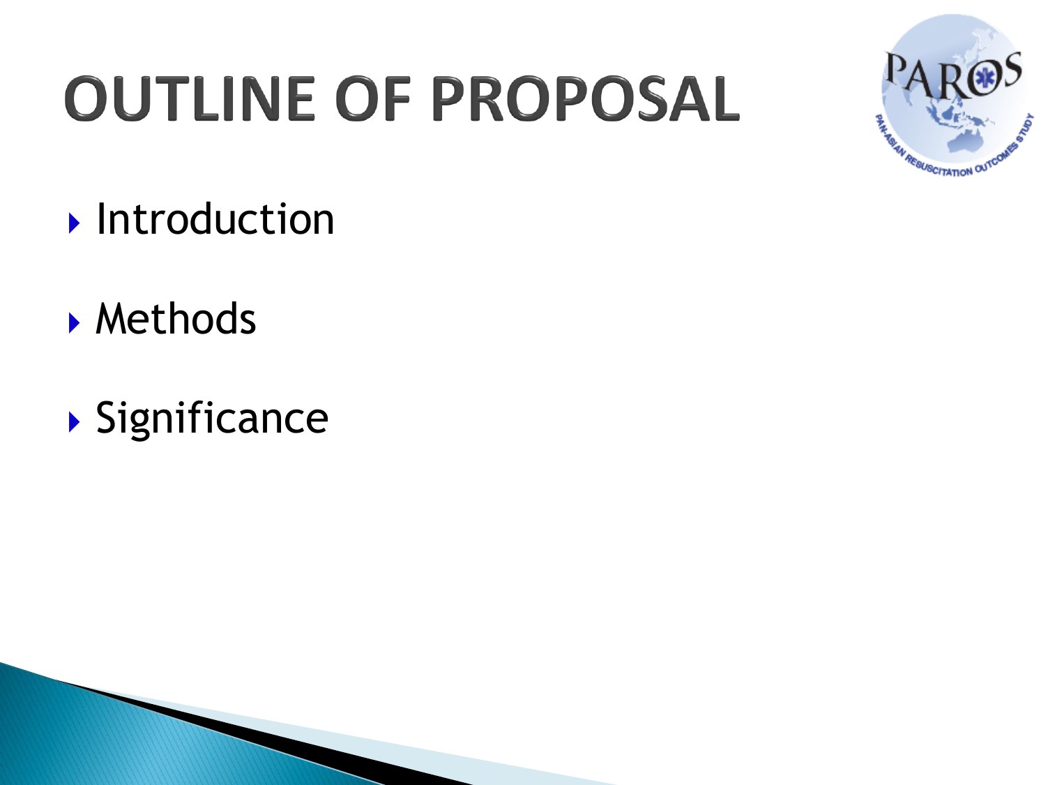# OUTLINE OF PROPOSAL

- Introduction
- Methods
- Significance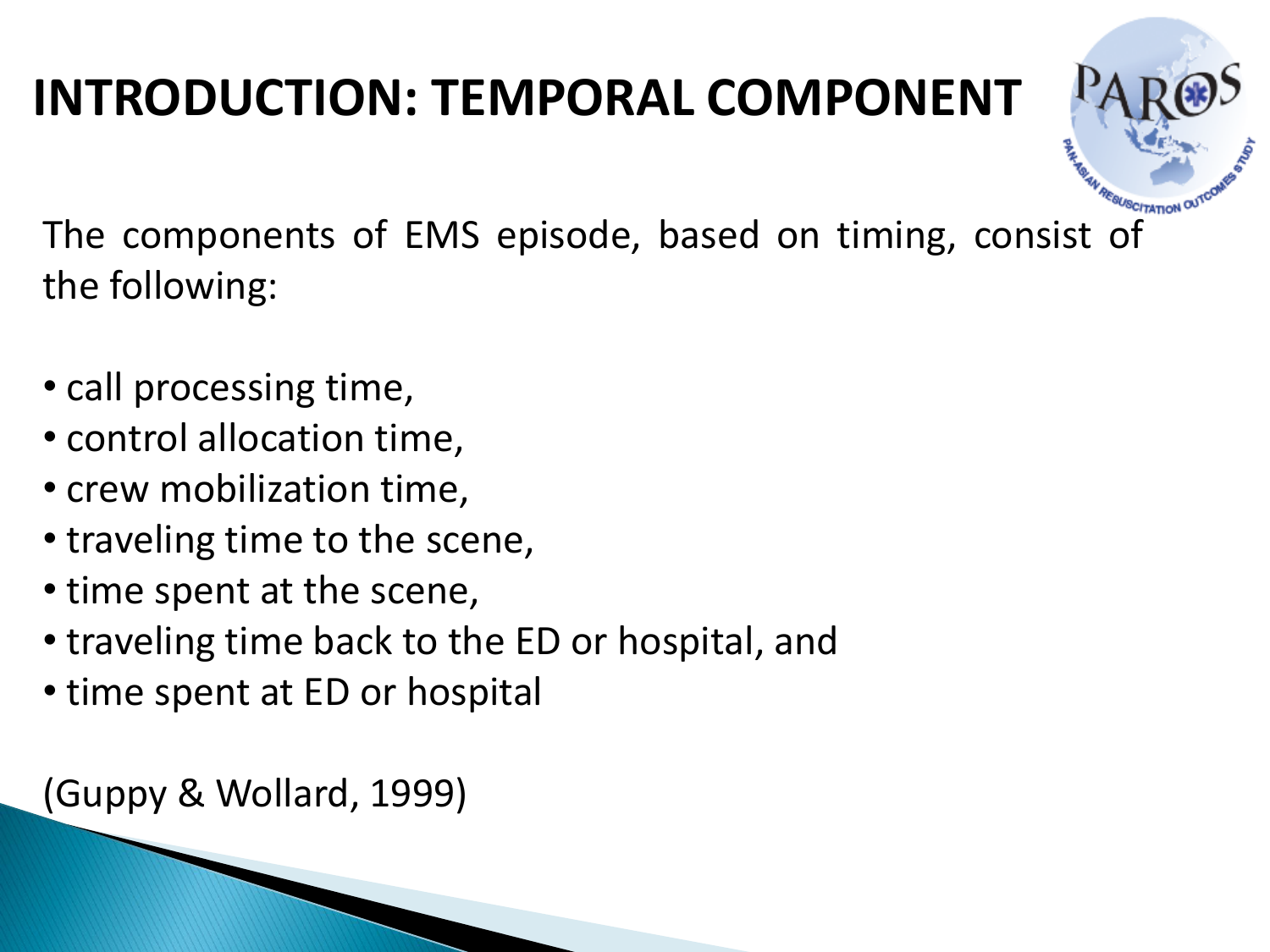# INTRODUCTION: TEMPORAL COMPONENT

The components of EMS episode, based on timing, consist of the following:

- call processing time,
- control allocation time,
- crew mobilization time,
- traveling time to the scene,
- time spent at the scene,
- traveling time back to the ED or hospital, and
- time spent at ED or hospital

(Guppy & Wollard, 1999)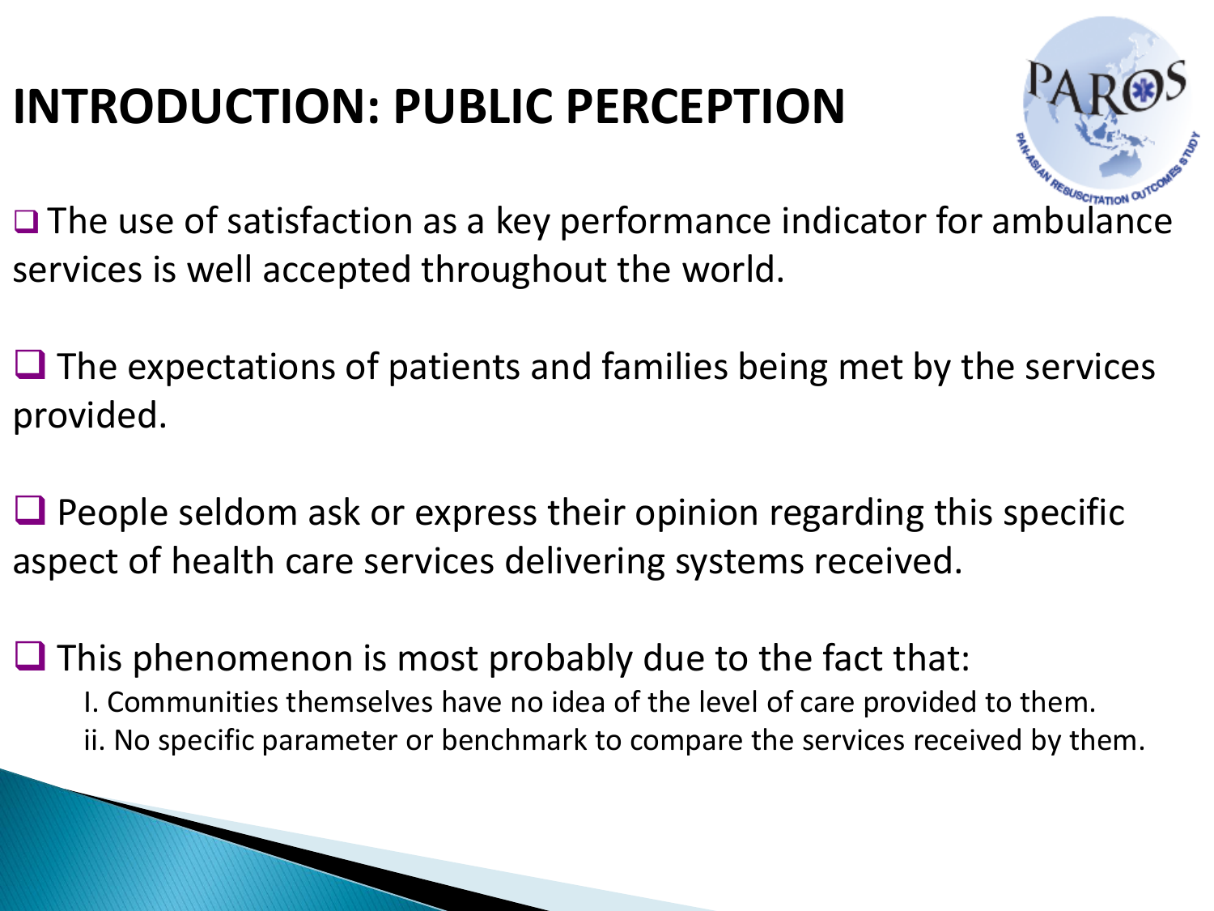# INTRODUCTION: PUBLIC PERCEPTION

- The use of satisfaction as a key performance indicator for ambulance services is well accepted throughout the world.

- The expectations of patients and families being met by the services provided.

- People seldom ask or express their opinion regarding this specific aspect of health care services delivering systems received.

- This phenomenon is most probably due to the fact that:
  - I. Communities themselves have no idea of the level of care provided to them.
  - ii. No specific parameter or benchmark to compare the services received by them.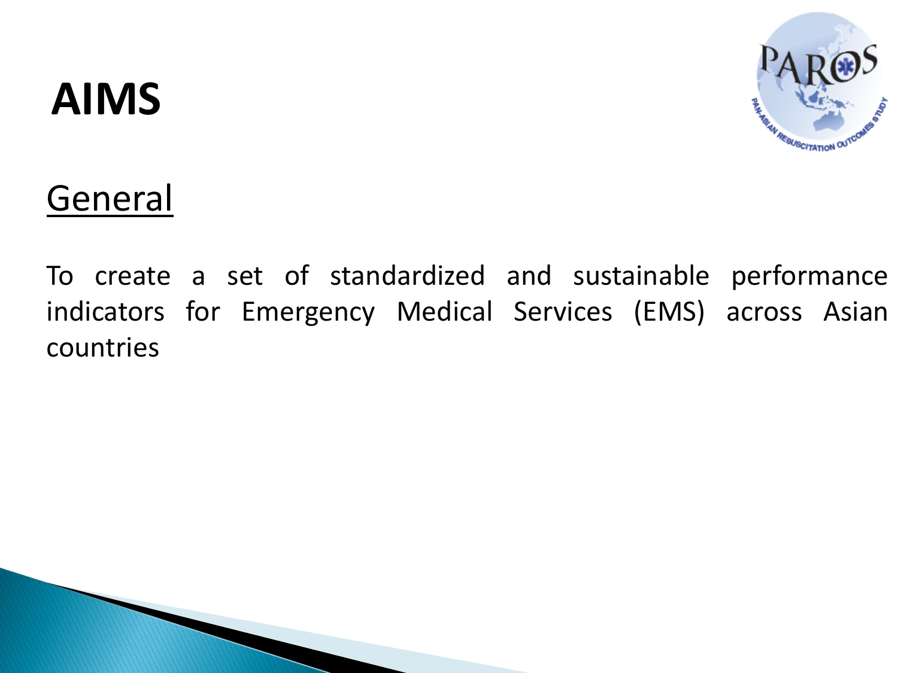# AIMS

## General

To create a set of standardized and sustainable performance indicators for Emergency Medical Services (EMS) across Asian countries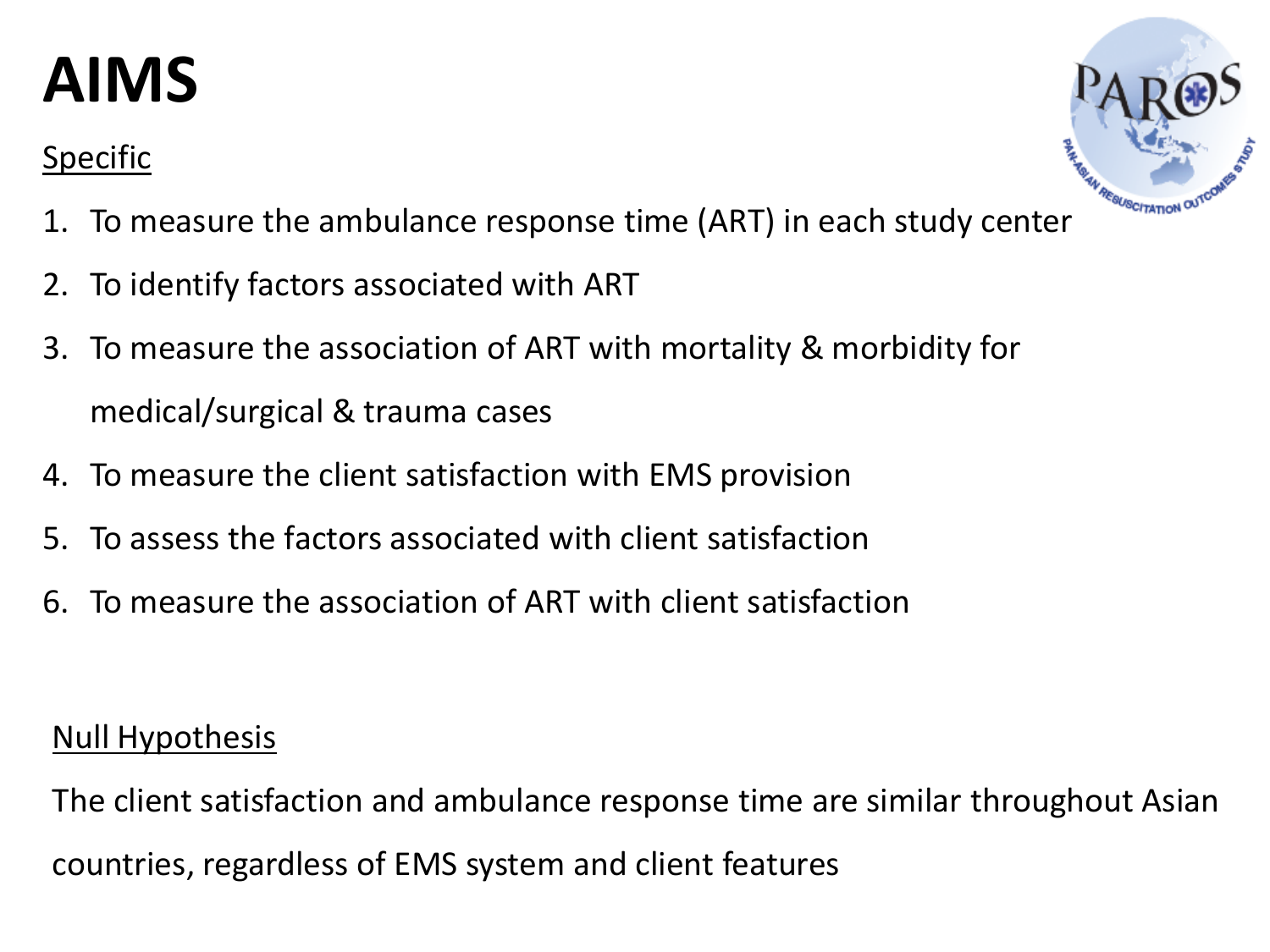# AIMS

Specific

1. To measure the ambulance response time (ART) in each study center
2. To identify factors associated with ART
3. To measure the association of ART with mortality & morbidity for medical/surgical & trauma cases
4. To measure the client satisfaction with EMS provision
5. To assess the factors associated with client satisfaction
6. To measure the association of ART with client satisfaction

Null Hypothesis

The client satisfaction and ambulance response time are similar throughout Asian countries, regardless of EMS system and client features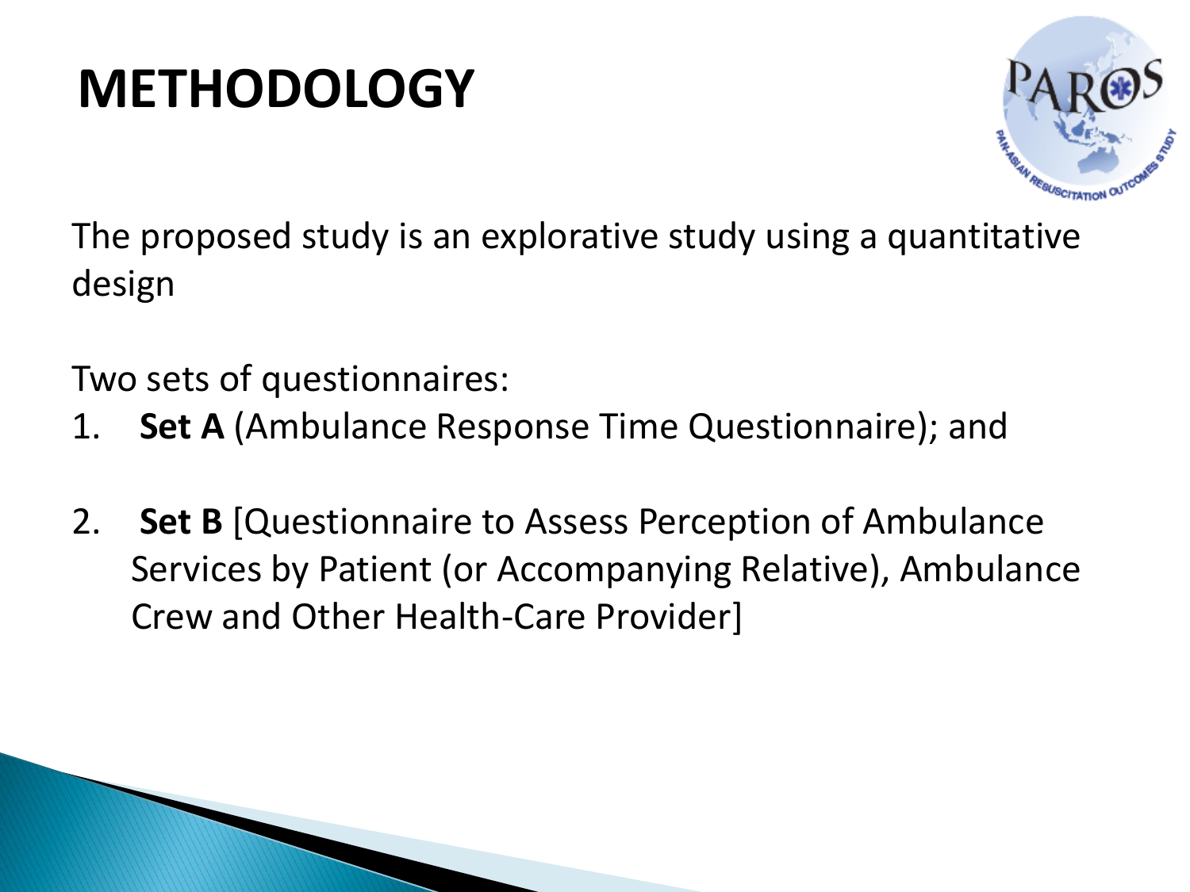# METHODOLOGY

The proposed study is an explorative study using a quantitative design

Two sets of questionnaires:

1. **Set A** (Ambulance Response Time Questionnaire); and

2. **Set B** [Questionnaire to Assess Perception of Ambulance Services by Patient (or Accompanying Relative), Ambulance Crew and Other Health-Care Provider]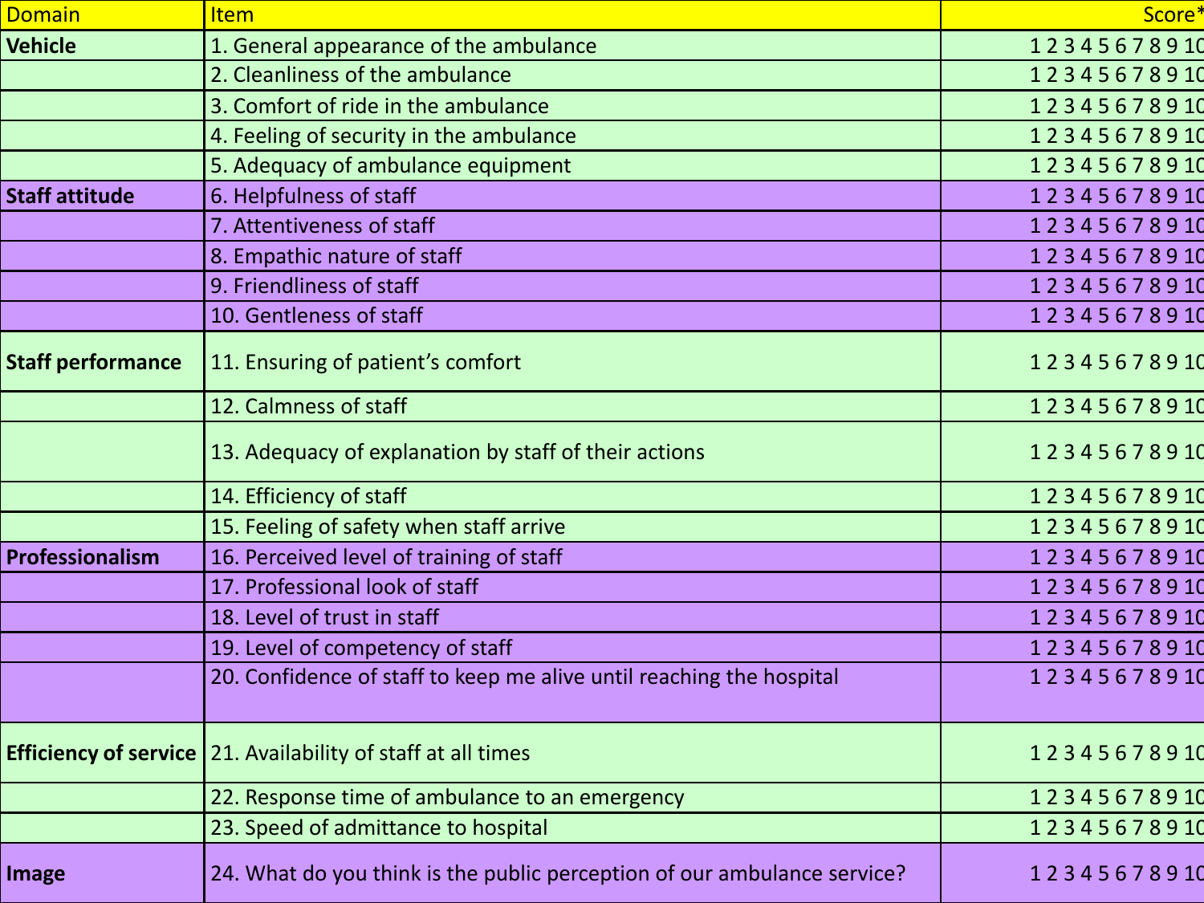| Domain | Item | Score* |
|---|---|---|
| **Vehicle** | 1. General appearance of the ambulance | 1 2 3 4 5 6 7 8 9 10 |
| | 2. Cleanliness of the ambulance | 1 2 3 4 5 6 7 8 9 10 |
| | 3. Comfort of ride in the ambulance | 1 2 3 4 5 6 7 8 9 10 |
| | 4. Feeling of security in the ambulance | 1 2 3 4 5 6 7 8 9 10 |
| | 5. Adequacy of ambulance equipment | 1 2 3 4 5 6 7 8 9 10 |
| **Staff attitude** | 6. Helpfulness of staff | 1 2 3 4 5 6 7 8 9 10 |
| | 7. Attentiveness of staff | 1 2 3 4 5 6 7 8 9 10 |
| | 8. Empathic nature of staff | 1 2 3 4 5 6 7 8 9 10 |
| | 9. Friendliness of staff | 1 2 3 4 5 6 7 8 9 10 |
| | 10. Gentleness of staff | 1 2 3 4 5 6 7 8 9 10 |
| **Staff performance** | 11. Ensuring of patient's comfort | 1 2 3 4 5 6 7 8 9 10 |
| | 12. Calmness of staff | 1 2 3 4 5 6 7 8 9 10 |
| | 13. Adequacy of explanation by staff of their actions | 1 2 3 4 5 6 7 8 9 10 |
| | 14. Efficiency of staff | 1 2 3 4 5 6 7 8 9 10 |
| | 15. Feeling of safety when staff arrive | 1 2 3 4 5 6 7 8 9 10 |
| **Professionalism** | 16. Perceived level of training of staff | 1 2 3 4 5 6 7 8 9 10 |
| | 17. Professional look of staff | 1 2 3 4 5 6 7 8 9 10 |
| | 18. Level of trust in staff | 1 2 3 4 5 6 7 8 9 10 |
| | 19. Level of competency of staff | 1 2 3 4 5 6 7 8 9 10 |
| | 20. Confidence of staff to keep me alive until reaching the hospital | 1 2 3 4 5 6 7 8 9 10 |
| **Efficiency of service** | 21. Availability of staff at all times | 1 2 3 4 5 6 7 8 9 10 |
| | 22. Response time of ambulance to an emergency | 1 2 3 4 5 6 7 8 9 10 |
| | 23. Speed of admittance to hospital | 1 2 3 4 5 6 7 8 9 10 |
| **Image** | 24. What do you think is the public perception of our ambulance service? | 1 2 3 4 5 6 7 8 9 10 |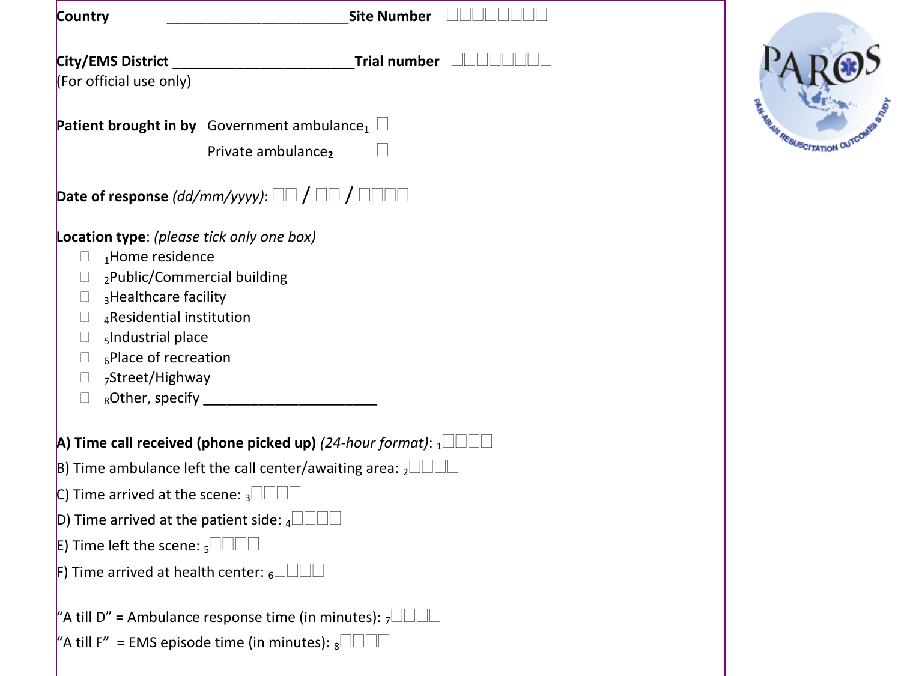**Country** _______________________ **Site Number** □□□□□□□□

**City/EMS District** _______________________ **Trial number** □□□□□□□□
(For official use only)

**Patient brought in by** Government ambulance$_1$ □
Private ambulance$_2$ □

**Date of response** *(dd/mm/yyyy)*: □□ / □□ / □□□□

**Location type**: *(please tick only one box)*

- □ $_1$Home residence
- □ $_2$Public/Commercial building
- □ $_3$Healthcare facility
- □ $_4$Residential institution
- □ $_5$Industrial place
- □ $_6$Place of recreation
- □ $_7$Street/Highway
- □ $_8$Other, specify _______________________

**A) Time call received (phone picked up)** *(24-hour format)*: $_1$□□□□

B) Time ambulance left the call center/awaiting area: $_2$□□□□

C) Time arrived at the scene: $_3$□□□□

D) Time arrived at the patient side: $_4$□□□□

E) Time left the scene: $_5$□□□□

F) Time arrived at health center: $_6$□□□□

"A till D" = Ambulance response time (in minutes): $_7$□□□□

"A till F" = EMS episode time (in minutes): $_8$□□□□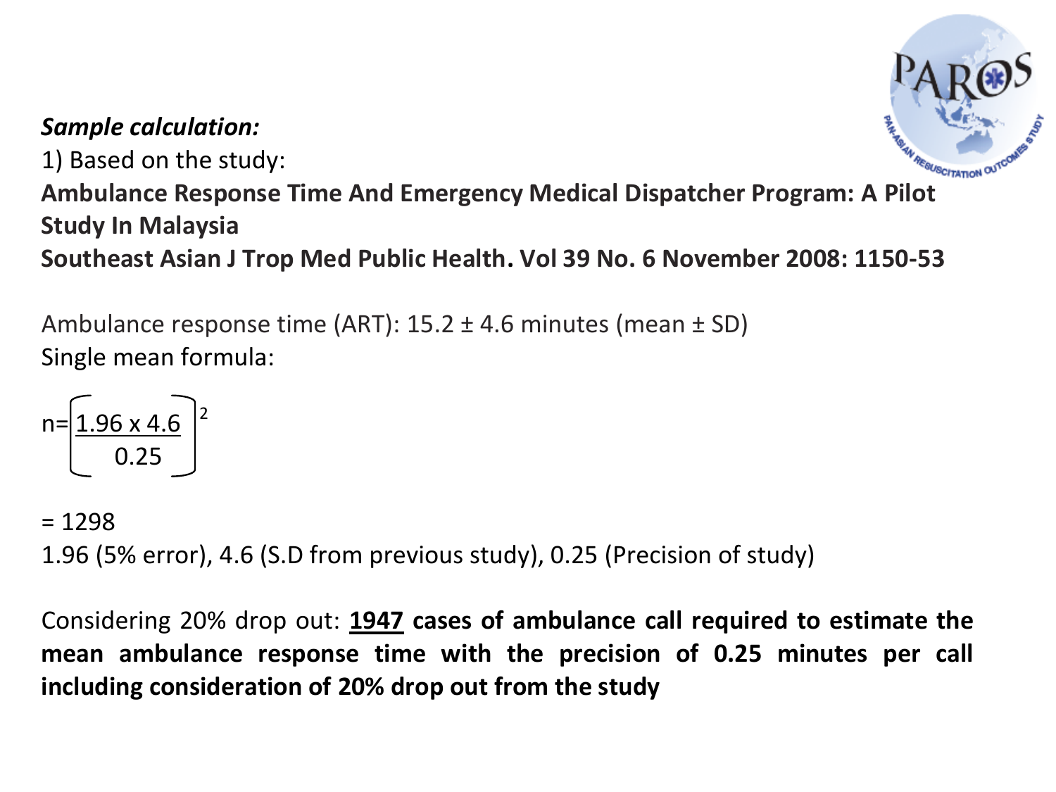***Sample calculation:***

1) Based on the study:

**Ambulance Response Time And Emergency Medical Dispatcher Program: A Pilot Study In Malaysia**

**Southeast Asian J Trop Med Public Health. Vol 39 No. 6 November 2008: 1150-53**

Ambulance response time (ART): 15.2 ± 4.6 minutes (mean ± SD)

Single mean formula:

$$n = \left[ \frac{1.96 \times 4.6}{0.25} \right]^2$$

= 1298

1.96 (5% error), 4.6 (S.D from previous study), 0.25 (Precision of study)

Considering 20% drop out: **<u>1947</u> cases of ambulance call required to estimate the mean ambulance response time with the precision of 0.25 minutes per call including consideration of 20% drop out from the study**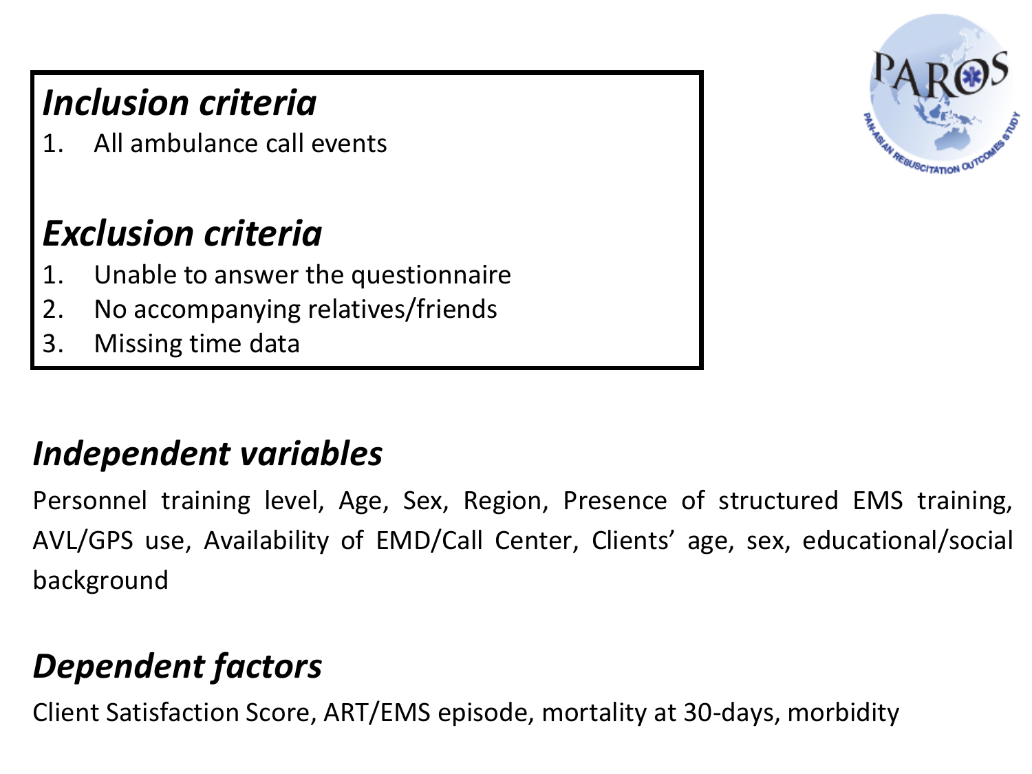## *Inclusion criteria*

1. All ambulance call events

## *Exclusion criteria*

1. Unable to answer the questionnaire
2. No accompanying relatives/friends
3. Missing time data

## *Independent variables*

Personnel training level, Age, Sex, Region, Presence of structured EMS training, AVL/GPS use, Availability of EMD/Call Center, Clients' age, sex, educational/social background

## *Dependent factors*

Client Satisfaction Score, ART/EMS episode, mortality at 30-days, morbidity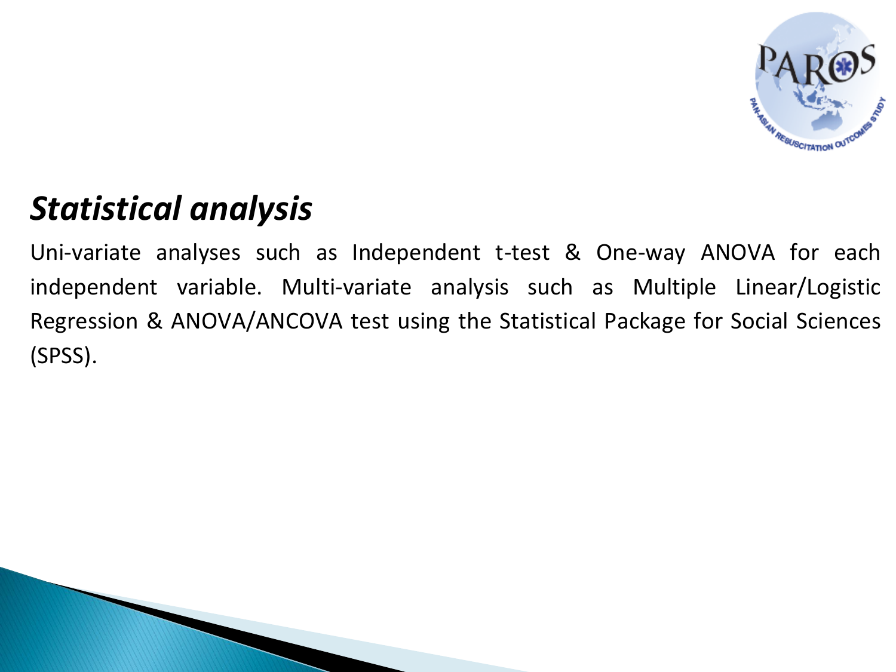## ***Statistical analysis***

Uni-variate analyses such as Independent t-test & One-way ANOVA for each independent variable. Multi-variate analysis such as Multiple Linear/Logistic Regression & ANOVA/ANCOVA test using the Statistical Package for Social Sciences (SPSS).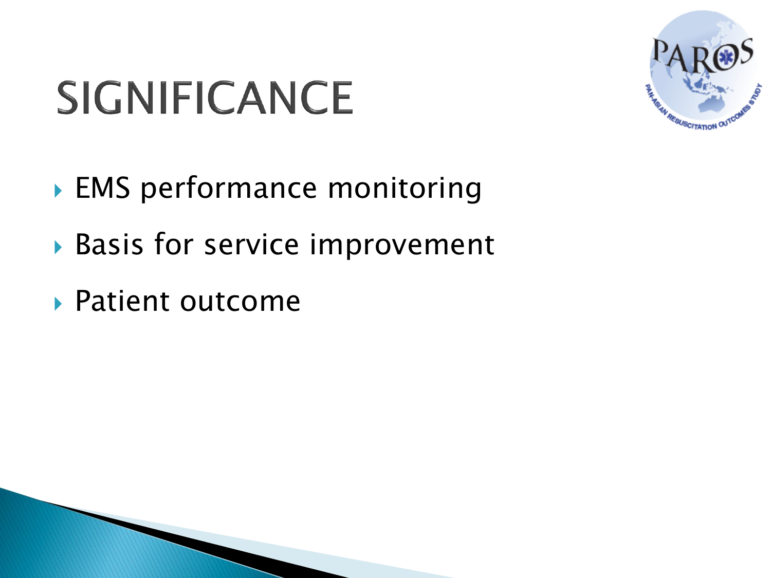# SIGNIFICANCE

- EMS performance monitoring
- Basis for service improvement
- Patient outcome